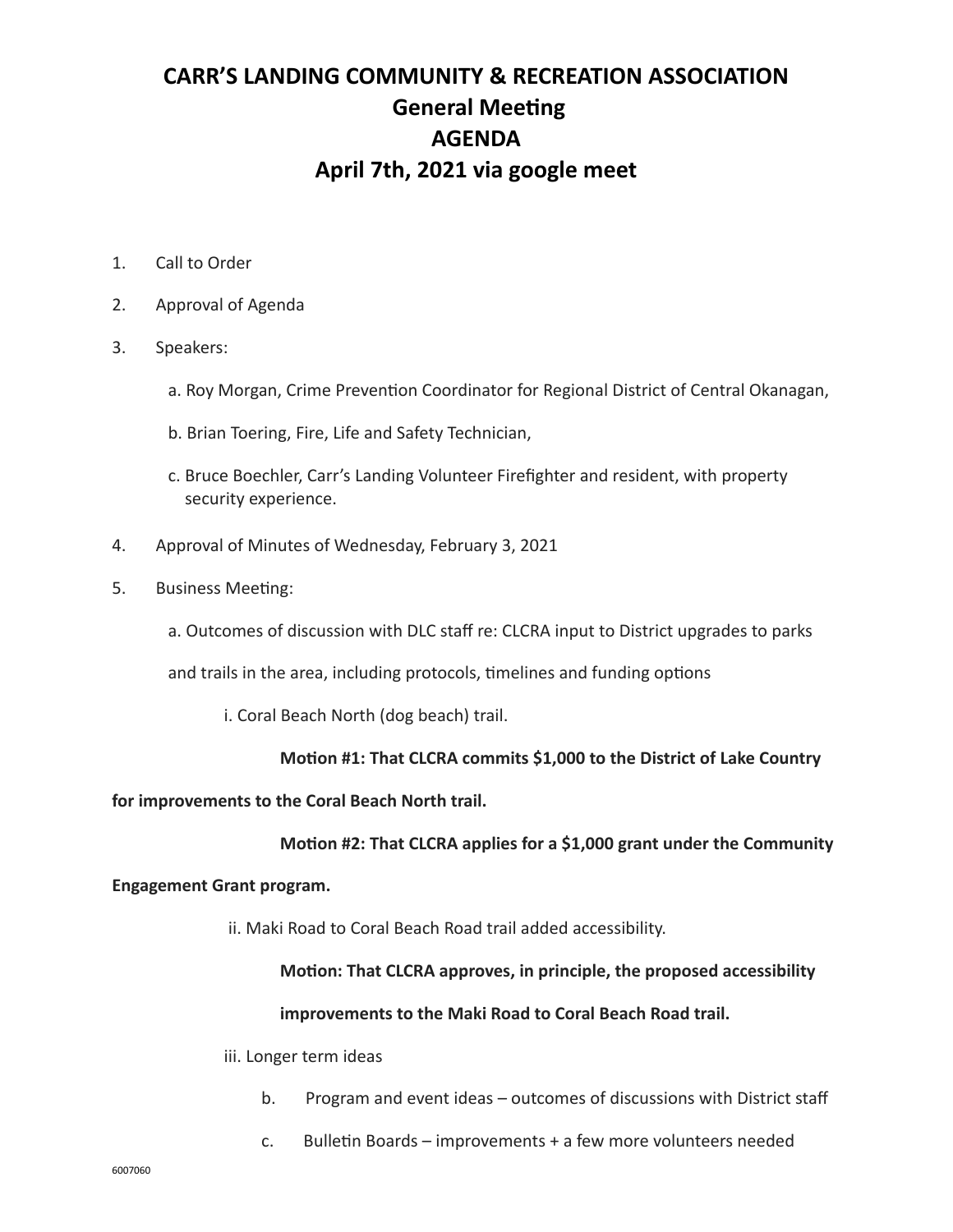# CARR'S LANDING COMMUNITY & RECREATION ASSOCIATION
## General Meeting
## AGENDA
## April 7th, 2021 via google meet

1. Call to Order
2. Approval of Agenda
3. Speakers:
   - a. Roy Morgan, Crime Prevention Coordinator for Regional District of Central Okanagan,
   - b. Brian Toering, Fire, Life and Safety Technician,
   - c. Bruce Boechler, Carr's Landing Volunteer Firefighter and resident, with property security experience.
4. Approval of Minutes of Wednesday, February 3, 2021
5. Business Meeting:
   - a. Outcomes of discussion with DLC staff re: CLCRA input to District upgrades to parks and trails in the area, including protocols, timelines and funding options
     - i. Coral Beach North (dog beach) trail.

       **Motion #1: That CLCRA commits $1,000 to the District of Lake Country for improvements to the Coral Beach North trail.**

       **Motion #2: That CLCRA applies for a $1,000 grant under the Community Engagement Grant program.**
     - ii. Maki Road to Coral Beach Road trail added accessibility.

       **Motion: That CLCRA approves, in principle, the proposed accessibility improvements to the Maki Road to Coral Beach Road trail.**
     - iii. Longer term ideas
   - b. Program and event ideas – outcomes of discussions with District staff
   - c. Bulletin Boards – improvements + a few more volunteers needed

6007060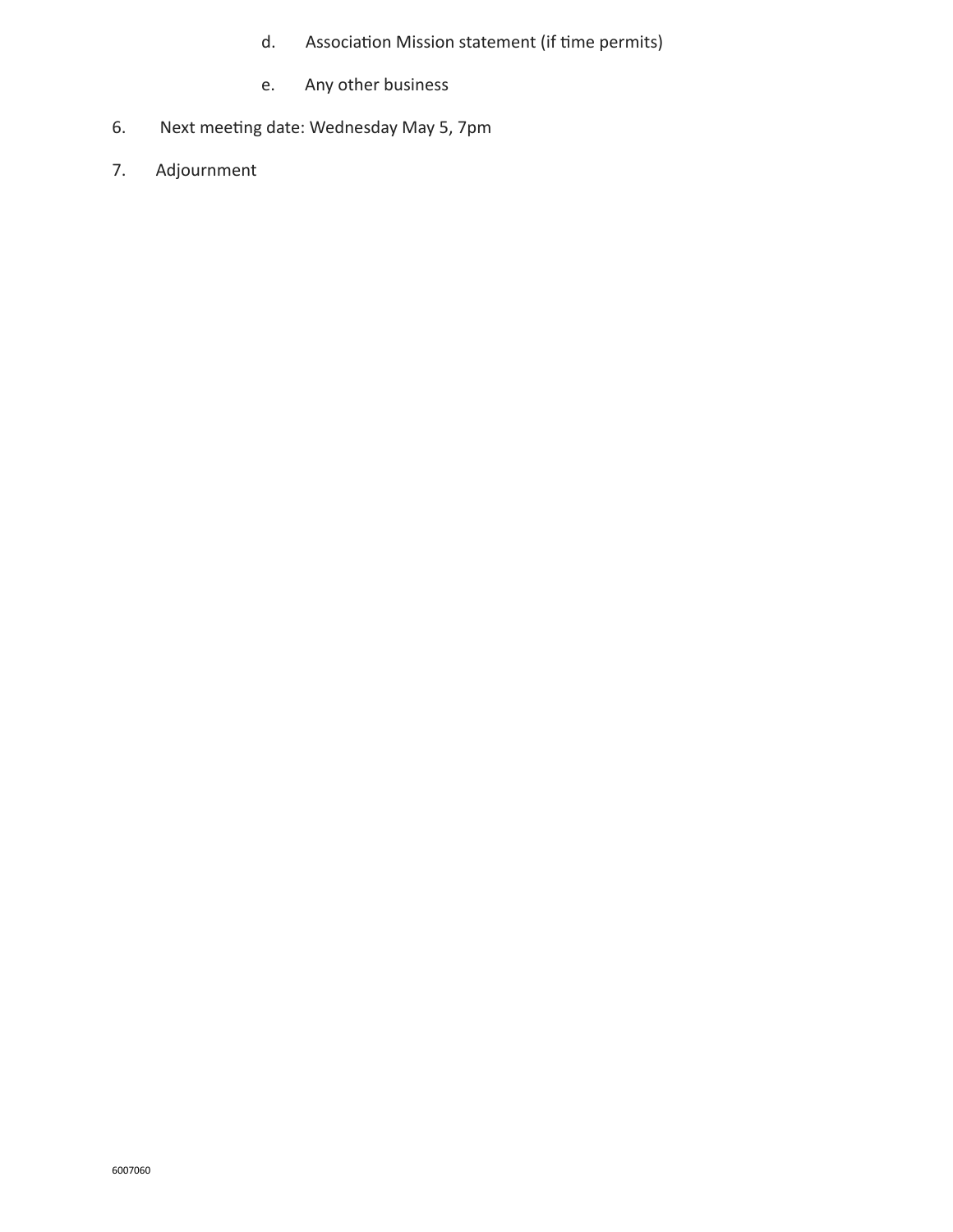d. Association Mission statement (if time permits)

    e. Any other business

6. Next meeting date: Wednesday May 5, 7pm

7. Adjournment

6007060